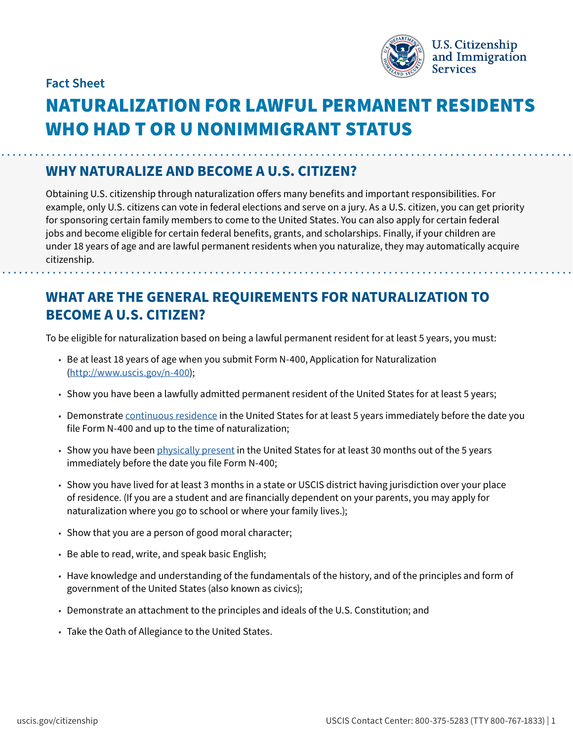Fact Sheet

# NATURALIZATION FOR LAWFUL PERMANENT RESIDENTS WHO HAD T OR U NONIMMIGRANT STATUS

## WHY NATURALIZE AND BECOME A U.S. CITIZEN?

Obtaining U.S. citizenship through naturalization offers many benefits and important responsibilities. For example, only U.S. citizens can vote in federal elections and serve on a jury. As a U.S. citizen, you can get priority for sponsoring certain family members to come to the United States. You can also apply for certain federal jobs and become eligible for certain federal benefits, grants, and scholarships. Finally, if your children are under 18 years of age and are lawful permanent residents when you naturalize, they may automatically acquire citizenship.

## WHAT ARE THE GENERAL REQUIREMENTS FOR NATURALIZATION TO BECOME A U.S. CITIZEN?

To be eligible for naturalization based on being a lawful permanent resident for at least 5 years, you must:

- Be at least 18 years of age when you submit Form N-400, Application for Naturalization (http://www.uscis.gov/n-400);
- Show you have been a lawfully admitted permanent resident of the United States for at least 5 years;
- Demonstrate continuous residence in the United States for at least 5 years immediately before the date you file Form N-400 and up to the time of naturalization;
- Show you have been physically present in the United States for at least 30 months out of the 5 years immediately before the date you file Form N-400;
- Show you have lived for at least 3 months in a state or USCIS district having jurisdiction over your place of residence. (If you are a student and are financially dependent on your parents, you may apply for naturalization where you go to school or where your family lives.);
- Show that you are a person of good moral character;
- Be able to read, write, and speak basic English;
- Have knowledge and understanding of the fundamentals of the history, and of the principles and form of government of the United States (also known as civics);
- Demonstrate an attachment to the principles and ideals of the U.S. Constitution; and
- Take the Oath of Allegiance to the United States.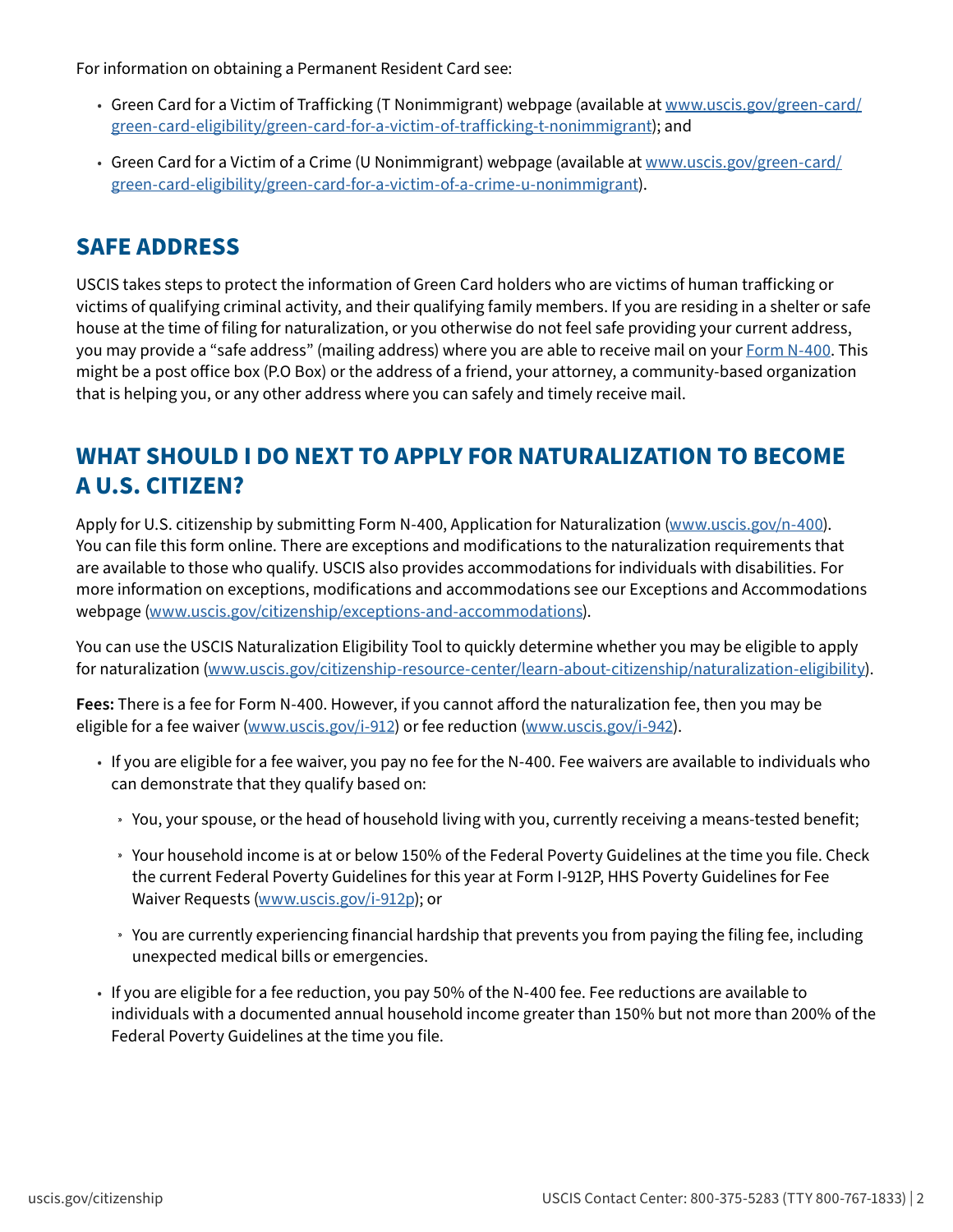For information on obtaining a Permanent Resident Card see:

- Green Card for a Victim of Trafficking (T Nonimmigrant) webpage (available at www.uscis.gov/green-card/green-card-eligibility/green-card-for-a-victim-of-trafficking-t-nonimmigrant); and
- Green Card for a Victim of a Crime (U Nonimmigrant) webpage (available at www.uscis.gov/green-card/green-card-eligibility/green-card-for-a-victim-of-a-crime-u-nonimmigrant).

## SAFE ADDRESS

USCIS takes steps to protect the information of Green Card holders who are victims of human trafficking or victims of qualifying criminal activity, and their qualifying family members. If you are residing in a shelter or safe house at the time of filing for naturalization, or you otherwise do not feel safe providing your current address, you may provide a "safe address" (mailing address) where you are able to receive mail on your Form N-400. This might be a post office box (P.O Box) or the address of a friend, your attorney, a community-based organization that is helping you, or any other address where you can safely and timely receive mail.

## WHAT SHOULD I DO NEXT TO APPLY FOR NATURALIZATION TO BECOME A U.S. CITIZEN?

Apply for U.S. citizenship by submitting Form N-400, Application for Naturalization (www.uscis.gov/n-400). You can file this form online. There are exceptions and modifications to the naturalization requirements that are available to those who qualify. USCIS also provides accommodations for individuals with disabilities. For more information on exceptions, modifications and accommodations see our Exceptions and Accommodations webpage (www.uscis.gov/citizenship/exceptions-and-accommodations).

You can use the USCIS Naturalization Eligibility Tool to quickly determine whether you may be eligible to apply for naturalization (www.uscis.gov/citizenship-resource-center/learn-about-citizenship/naturalization-eligibility).

**Fees:** There is a fee for Form N-400. However, if you cannot afford the naturalization fee, then you may be eligible for a fee waiver (www.uscis.gov/i-912) or fee reduction (www.uscis.gov/i-942).

- If you are eligible for a fee waiver, you pay no fee for the N-400. Fee waivers are available to individuals who can demonstrate that they qualify based on:
  - You, your spouse, or the head of household living with you, currently receiving a means-tested benefit;
  - Your household income is at or below 150% of the Federal Poverty Guidelines at the time you file. Check the current Federal Poverty Guidelines for this year at Form I-912P, HHS Poverty Guidelines for Fee Waiver Requests (www.uscis.gov/i-912p); or
  - You are currently experiencing financial hardship that prevents you from paying the filing fee, including unexpected medical bills or emergencies.
- If you are eligible for a fee reduction, you pay 50% of the N-400 fee. Fee reductions are available to individuals with a documented annual household income greater than 150% but not more than 200% of the Federal Poverty Guidelines at the time you file.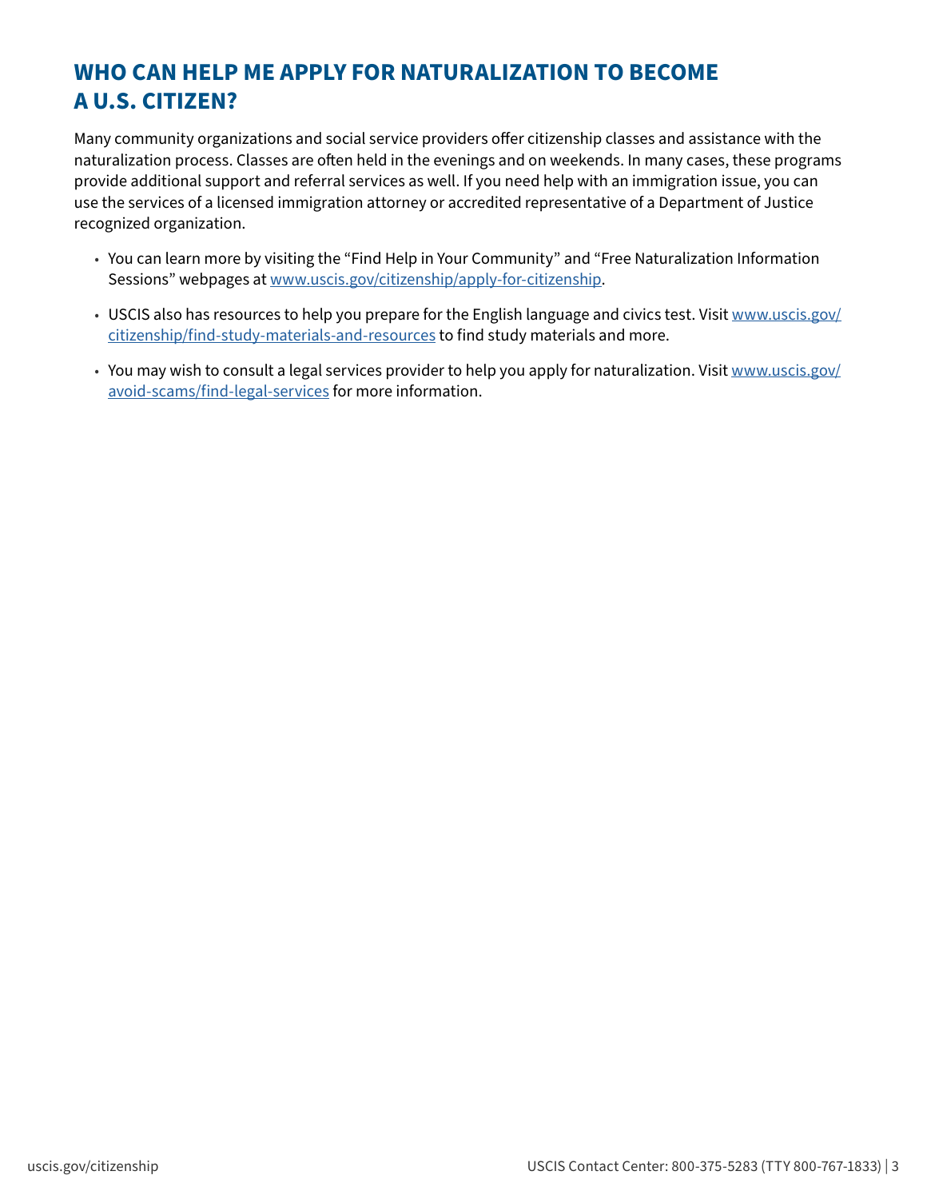## WHO CAN HELP ME APPLY FOR NATURALIZATION TO BECOME A U.S. CITIZEN?

Many community organizations and social service providers offer citizenship classes and assistance with the naturalization process. Classes are often held in the evenings and on weekends. In many cases, these programs provide additional support and referral services as well. If you need help with an immigration issue, you can use the services of a licensed immigration attorney or accredited representative of a Department of Justice recognized organization.

- You can learn more by visiting the "Find Help in Your Community" and "Free Naturalization Information Sessions" webpages at [www.uscis.gov/citizenship/apply-for-citizenship](http://www.uscis.gov/citizenship/apply-for-citizenship).
- USCIS also has resources to help you prepare for the English language and civics test. Visit [www.uscis.gov/citizenship/find-study-materials-and-resources](http://www.uscis.gov/citizenship/find-study-materials-and-resources) to find study materials and more.
- You may wish to consult a legal services provider to help you apply for naturalization. Visit [www.uscis.gov/avoid-scams/find-legal-services](http://www.uscis.gov/avoid-scams/find-legal-services) for more information.